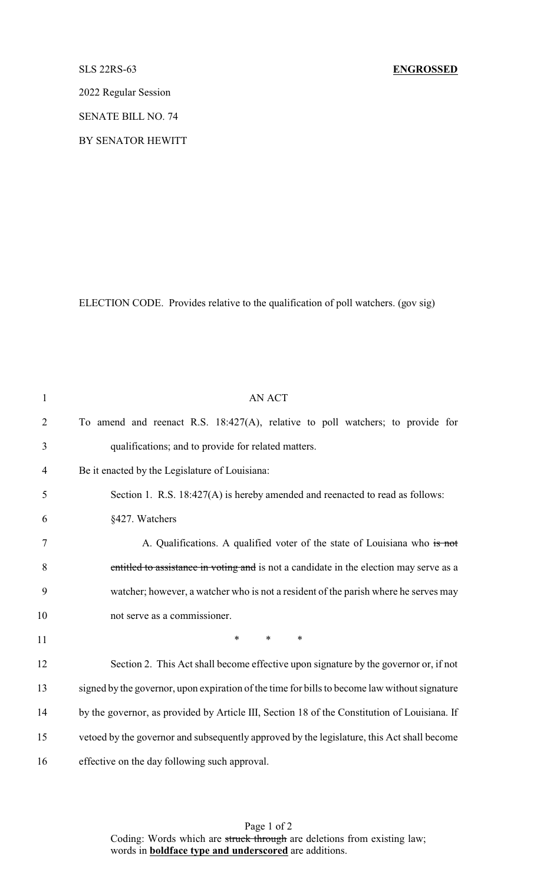SLS 22RS-63 **ENGROSSED**

2022 Regular Session

SENATE BILL NO. 74

BY SENATOR HEWITT

ELECTION CODE. Provides relative to the qualification of poll watchers. (gov sig)

AN ACT

To amend and reenact R.S. 18:427(A), relative to poll watchers; to provide for qualifications; and to provide for related matters.

Be it enacted by the Legislature of Louisiana:

Section 1. R.S. 18:427(A) is hereby amended and reenacted to read as follows:

§427. Watchers

A. Qualifications. A qualified voter of the state of Louisiana who ~~is not entitled to assistance in voting and~~ is not a candidate in the election may serve as a watcher; however, a watcher who is not a resident of the parish where he serves may not serve as a commissioner.

\* \* \*

Section 2. This Act shall become effective upon signature by the governor or, if not signed by the governor, upon expiration of the time for bills to become law without signature by the governor, as provided by Article III, Section 18 of the Constitution of Louisiana. If vetoed by the governor and subsequently approved by the legislature, this Act shall become effective on the day following such approval.

Coding: Words which are ~~struck through~~ are deletions from existing law; words in **<u>boldface type and underscored</u>** are additions.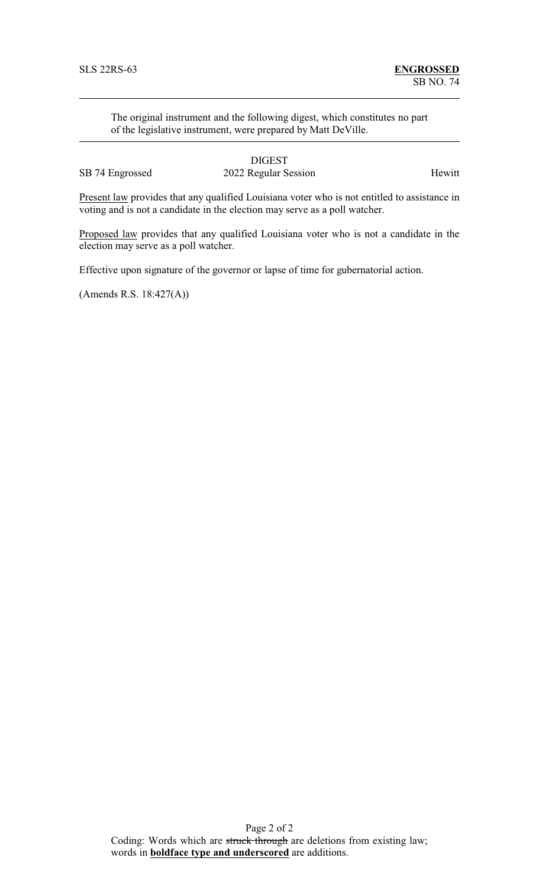The original instrument and the following digest, which constitutes no part of the legislative instrument, were prepared by Matt DeVille.

DIGEST

SB 74 Engrossed 2022 Regular Session Hewitt

Present law provides that any qualified Louisiana voter who is not entitled to assistance in voting and is not a candidate in the election may serve as a poll watcher.

Proposed law provides that any qualified Louisiana voter who is not a candidate in the election may serve as a poll watcher.

Effective upon signature of the governor or lapse of time for gubernatorial action.

(Amends R.S. 18:427(A))